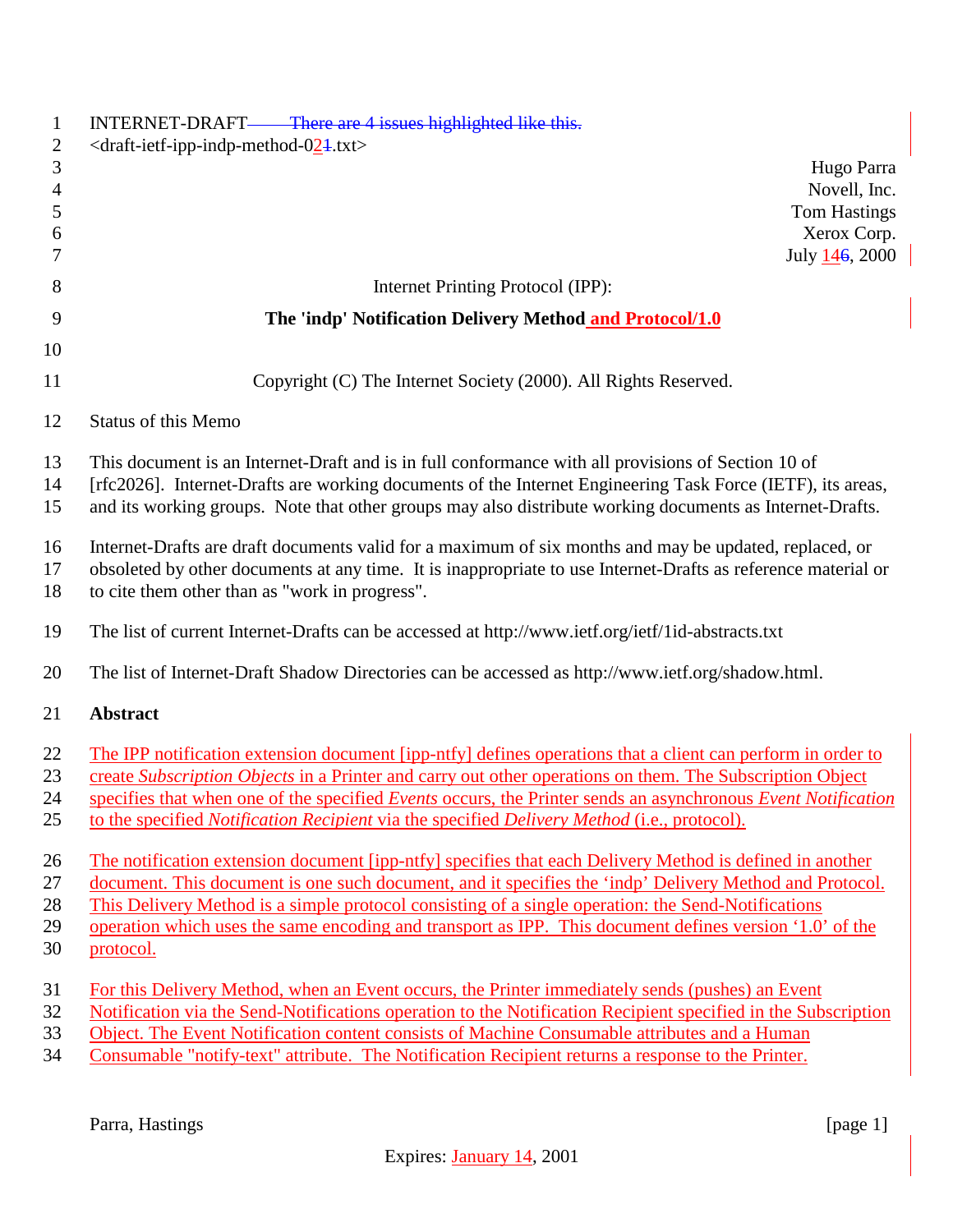INTERNET-DRAFT
<draft-ietf-ipp-indp-method-02.txt>

Hugo Parra
Novell, Inc.
Tom Hastings
Xerox Corp.
July 14, 2000

Internet Printing Protocol (IPP):

**The 'indp' Notification Delivery Method and Protocol/1.0**

Copyright (C) The Internet Society (2000). All Rights Reserved.

Status of this Memo

This document is an Internet-Draft and is in full conformance with all provisions of Section 10 of [rfc2026]. Internet-Drafts are working documents of the Internet Engineering Task Force (IETF), its areas, and its working groups. Note that other groups may also distribute working documents as Internet-Drafts.

Internet-Drafts are draft documents valid for a maximum of six months and may be updated, replaced, or obsoleted by other documents at any time. It is inappropriate to use Internet-Drafts as reference material or to cite them other than as "work in progress".

The list of current Internet-Drafts can be accessed at http://www.ietf.org/ietf/1id-abstracts.txt

The list of Internet-Draft Shadow Directories can be accessed as http://www.ietf.org/shadow.html.

**Abstract**

The IPP notification extension document [ipp-ntfy] defines operations that a client can perform in order to create *Subscription Objects* in a Printer and carry out other operations on them. The Subscription Object specifies that when one of the specified *Events* occurs, the Printer sends an asynchronous *Event Notification* to the specified *Notification Recipient* via the specified *Delivery Method* (i.e., protocol).

The notification extension document [ipp-ntfy] specifies that each Delivery Method is defined in another document. This document is one such document, and it specifies the 'indp' Delivery Method and Protocol. This Delivery Method is a simple protocol consisting of a single operation: the Send-Notifications operation which uses the same encoding and transport as IPP. This document defines version '1.0' of the protocol.

For this Delivery Method, when an Event occurs, the Printer immediately sends (pushes) an Event Notification via the Send-Notifications operation to the Notification Recipient specified in the Subscription Object. The Event Notification content consists of Machine Consumable attributes and a Human Consumable "notify-text" attribute. The Notification Recipient returns a response to the Printer.

Expires: January 14, 2001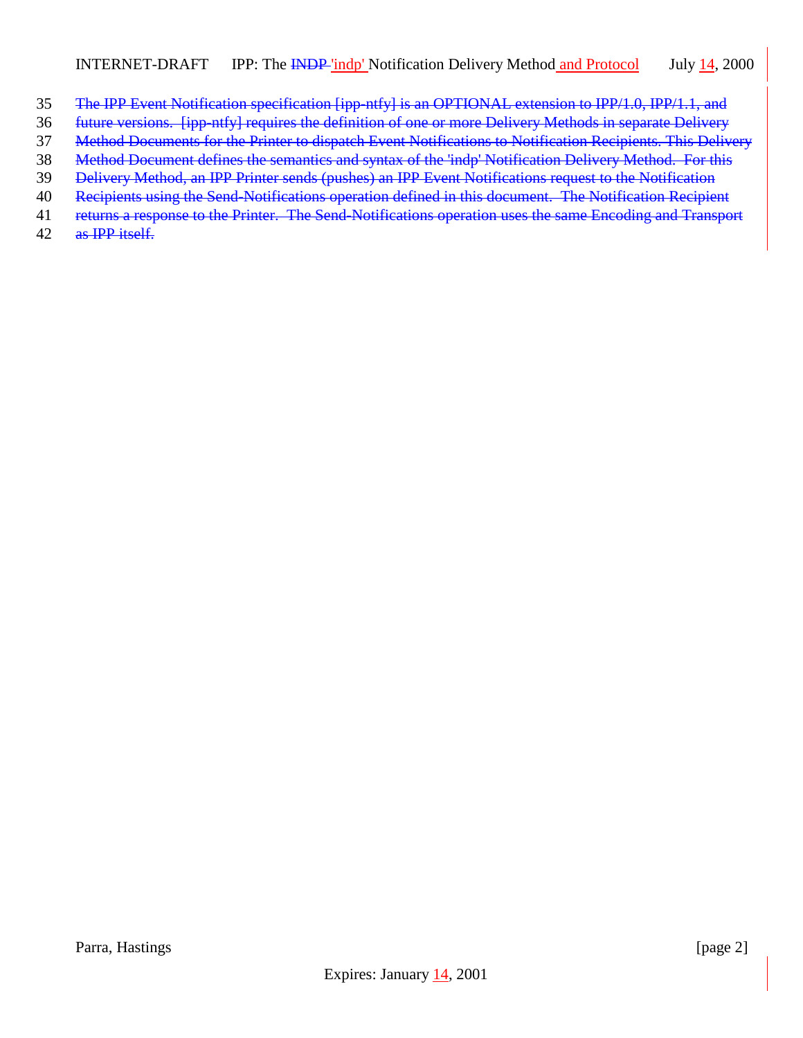The IPP Event Notification specification [ipp-ntfy] is an OPTIONAL extension to IPP/1.0, IPP/1.1, and future versions. [ipp-ntfy] requires the definition of one or more Delivery Methods in separate Delivery Method Documents for the Printer to dispatch Event Notifications to Notification Recipients. This Delivery Method Document defines the semantics and syntax of the 'indp' Notification Delivery Method. For this Delivery Method, an IPP Printer sends (pushes) an IPP Event Notifications request to the Notification Recipients using the Send-Notifications operation defined in this document. The Notification Recipient returns a response to the Printer. The Send-Notifications operation uses the same Encoding and Transport as IPP itself.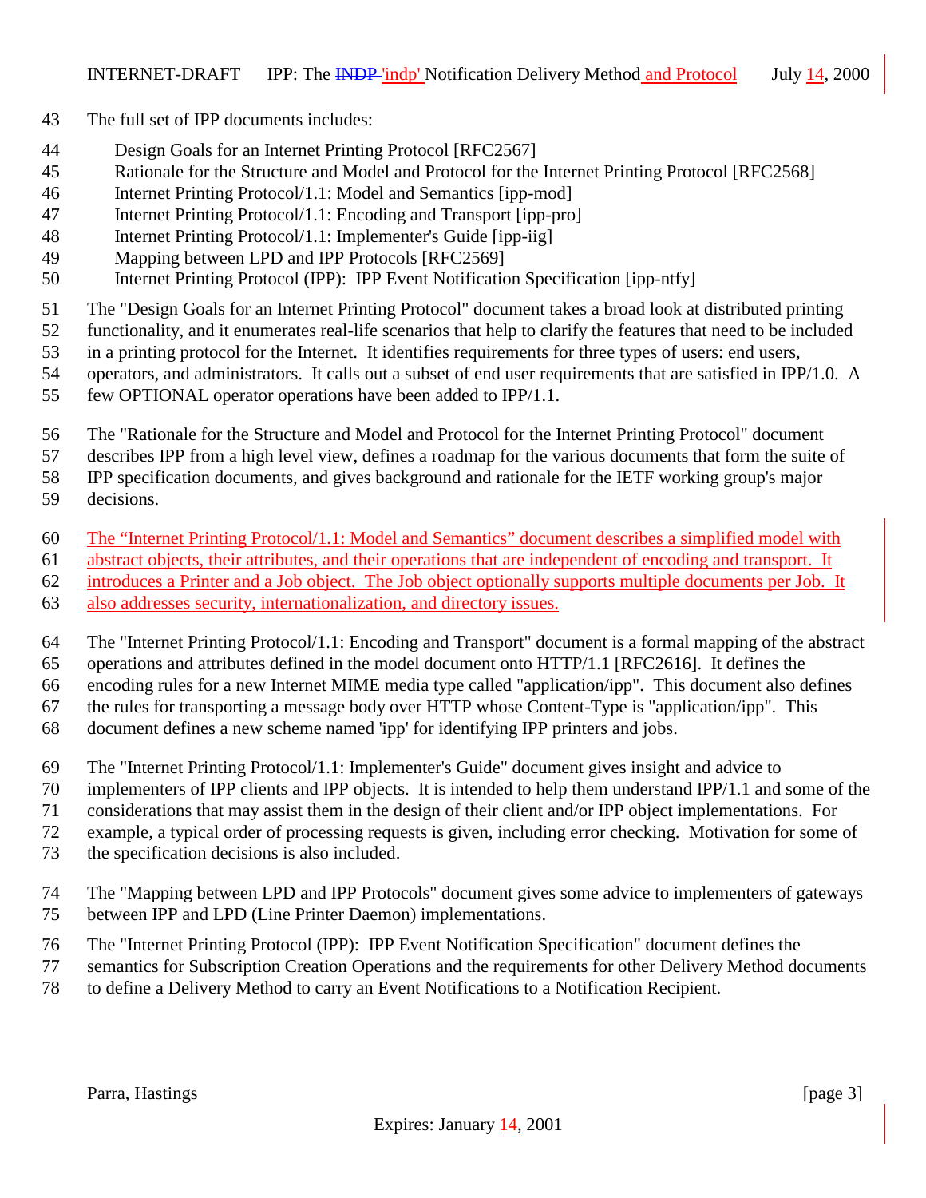The full set of IPP documents includes:

- Design Goals for an Internet Printing Protocol [RFC2567]
- Rationale for the Structure and Model and Protocol for the Internet Printing Protocol [RFC2568]
- Internet Printing Protocol/1.1: Model and Semantics [ipp-mod]
- Internet Printing Protocol/1.1: Encoding and Transport [ipp-pro]
- Internet Printing Protocol/1.1: Implementer's Guide [ipp-iig]
- Mapping between LPD and IPP Protocols [RFC2569]
- Internet Printing Protocol (IPP): IPP Event Notification Specification [ipp-ntfy]

The "Design Goals for an Internet Printing Protocol" document takes a broad look at distributed printing functionality, and it enumerates real-life scenarios that help to clarify the features that need to be included in a printing protocol for the Internet. It identifies requirements for three types of users: end users, operators, and administrators. It calls out a subset of end user requirements that are satisfied in IPP/1.0. A few OPTIONAL operator operations have been added to IPP/1.1.

The "Rationale for the Structure and Model and Protocol for the Internet Printing Protocol" document describes IPP from a high level view, defines a roadmap for the various documents that form the suite of IPP specification documents, and gives background and rationale for the IETF working group's major decisions.

The "Internet Printing Protocol/1.1: Model and Semantics" document describes a simplified model with abstract objects, their attributes, and their operations that are independent of encoding and transport. It introduces a Printer and a Job object. The Job object optionally supports multiple documents per Job. It also addresses security, internationalization, and directory issues.

The "Internet Printing Protocol/1.1: Encoding and Transport" document is a formal mapping of the abstract operations and attributes defined in the model document onto HTTP/1.1 [RFC2616]. It defines the encoding rules for a new Internet MIME media type called "application/ipp". This document also defines the rules for transporting a message body over HTTP whose Content-Type is "application/ipp". This document defines a new scheme named 'ipp' for identifying IPP printers and jobs.

The "Internet Printing Protocol/1.1: Implementer's Guide" document gives insight and advice to implementers of IPP clients and IPP objects. It is intended to help them understand IPP/1.1 and some of the considerations that may assist them in the design of their client and/or IPP object implementations. For example, a typical order of processing requests is given, including error checking. Motivation for some of the specification decisions is also included.

The "Mapping between LPD and IPP Protocols" document gives some advice to implementers of gateways between IPP and LPD (Line Printer Daemon) implementations.

The "Internet Printing Protocol (IPP): IPP Event Notification Specification" document defines the semantics for Subscription Creation Operations and the requirements for other Delivery Method documents to define a Delivery Method to carry an Event Notifications to a Notification Recipient.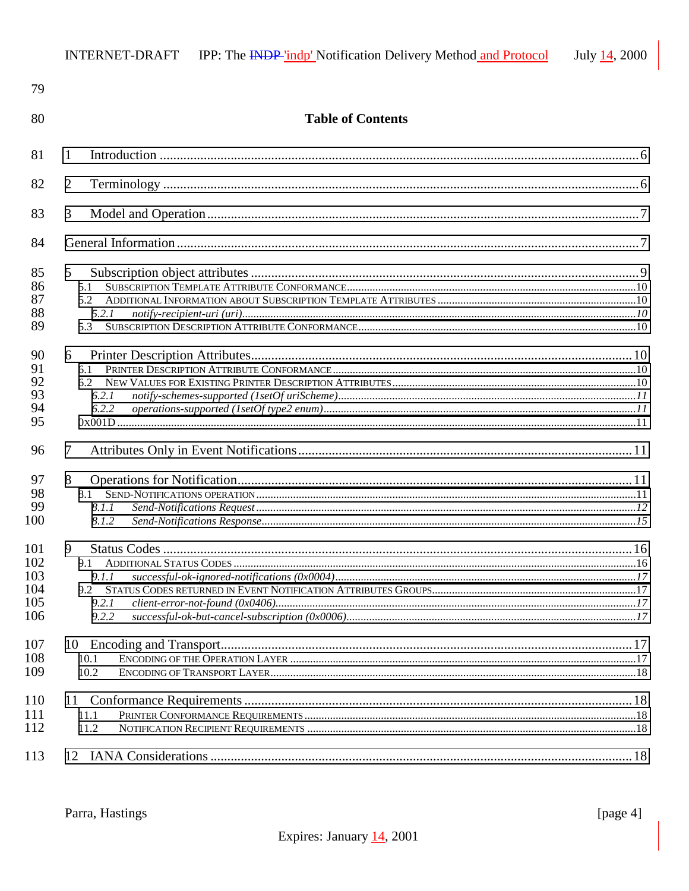# Table of Contents

1 Introduction ........................................................ 6

2 Terminology ........................................................ 6

3 Model and Operation ........................................................ 7

General Information ........................................................ 7

5 Subscription object attributes ........................................................ 9
- 5.1 SUBSCRIPTION TEMPLATE ATTRIBUTE CONFORMANCE ........................................................ 10
- 5.2 ADDITIONAL INFORMATION ABOUT SUBSCRIPTION TEMPLATE ATTRIBUTES ........................................................ 10
  - *5.2.1 notify-recipient-uri (uri)* ........................................................ *10*
- 5.3 SUBSCRIPTION DESCRIPTION ATTRIBUTE CONFORMANCE ........................................................ 10

6 Printer Description Attributes ........................................................ 10
- 6.1 PRINTER DESCRIPTION ATTRIBUTE CONFORMANCE ........................................................ 10
- 6.2 NEW VALUES FOR EXISTING PRINTER DESCRIPTION ATTRIBUTES ........................................................ 10
  - *6.2.1 notify-schemes-supported (1setOf uriScheme)* ........................................................ *11*
  - *6.2.2 operations-supported (1setOf type2 enum)* ........................................................ *11*
- 0x001D ........................................................ 11

7 Attributes Only in Event Notifications ........................................................ 11

8 Operations for Notification ........................................................ 11
- 8.1 SEND-NOTIFICATIONS OPERATION ........................................................ 11
  - *8.1.1 Send-Notifications Request* ........................................................ *12*
  - *8.1.2 Send-Notifications Response* ........................................................ *15*

9 Status Codes ........................................................ 16
- 9.1 ADDITIONAL STATUS CODES ........................................................ 16
  - *9.1.1 successful-ok-ignored-notifications (0x0004)* ........................................................ *17*
- 9.2 STATUS CODES RETURNED IN EVENT NOTIFICATION ATTRIBUTES GROUPS ........................................................ 17
  - *9.2.1 client-error-not-found (0x0406)* ........................................................ *17*
  - *9.2.2 successful-ok-but-cancel-subscription (0x0006)* ........................................................ *17*

10 Encoding and Transport ........................................................ 17
- 10.1 ENCODING OF THE OPERATION LAYER ........................................................ 17
- 10.2 ENCODING OF TRANSPORT LAYER ........................................................ 18

11 Conformance Requirements ........................................................ 18
- 11.1 PRINTER CONFORMANCE REQUIREMENTS ........................................................ 18
- 11.2 NOTIFICATION RECIPIENT REQUIREMENTS ........................................................ 18

12 IANA Considerations ........................................................ 18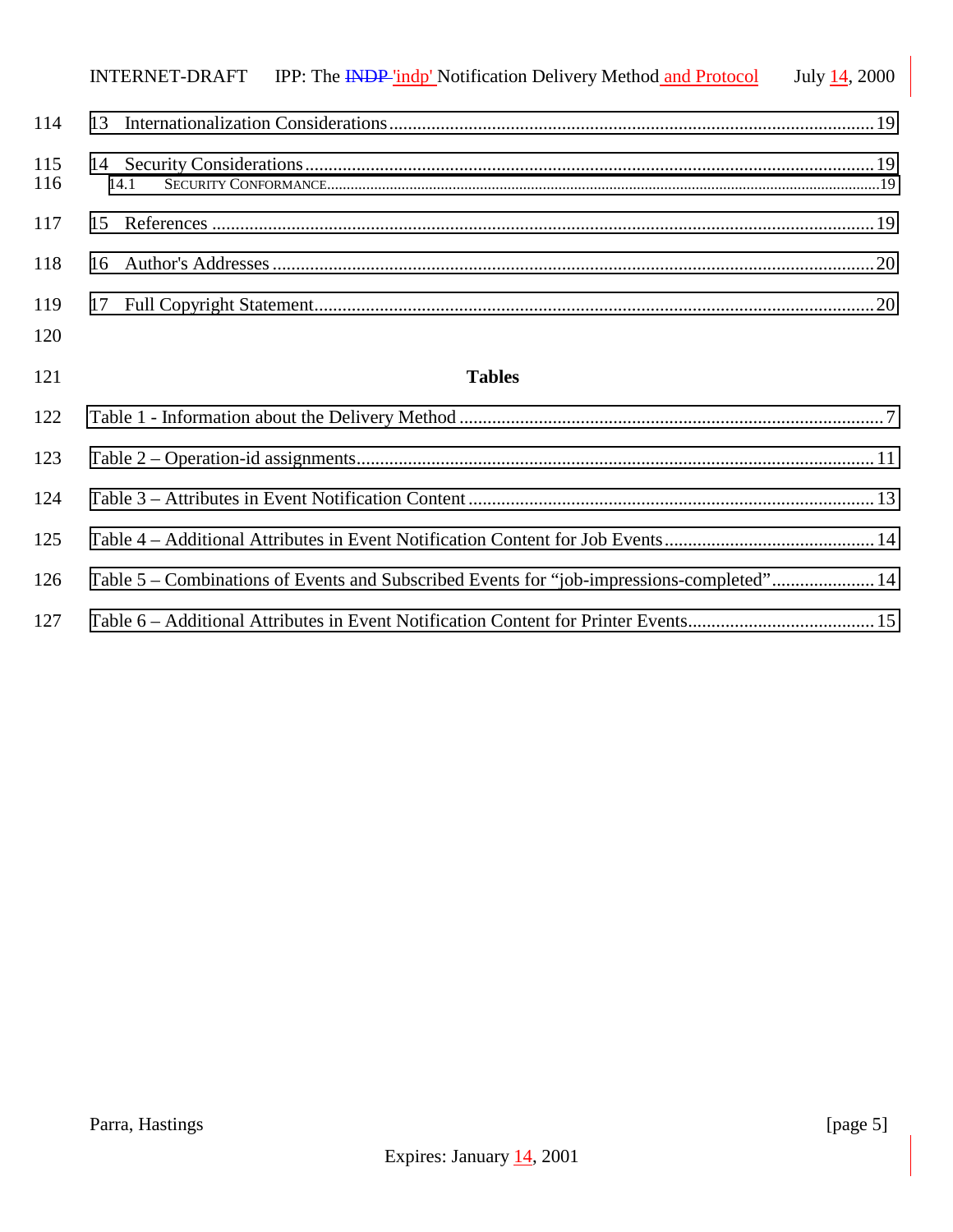13 Internationalization Considerations ........................................................................................................ 19

14 Security Considerations ........................................................................................................................ 19
14.1 SECURITY CONFORMANCE ........................................................................................................................ 19

15 References ............................................................................................................................................... 19

16 Author's Addresses ................................................................................................................................ 20

17 Full Copyright Statement ....................................................................................................................... 20

**Tables**

Table 1 - Information about the Delivery Method ......................................................................................... 7

Table 2 – Operation-id assignments ............................................................................................................. 11

Table 3 – Attributes in Event Notification Content ..................................................................................... 13

Table 4 – Additional Attributes in Event Notification Content for Job Events ............................................ 14

Table 5 – Combinations of Events and Subscribed Events for “job-impressions-completed” ...................... 14

Table 6 – Additional Attributes in Event Notification Content for Printer Events ........................................ 15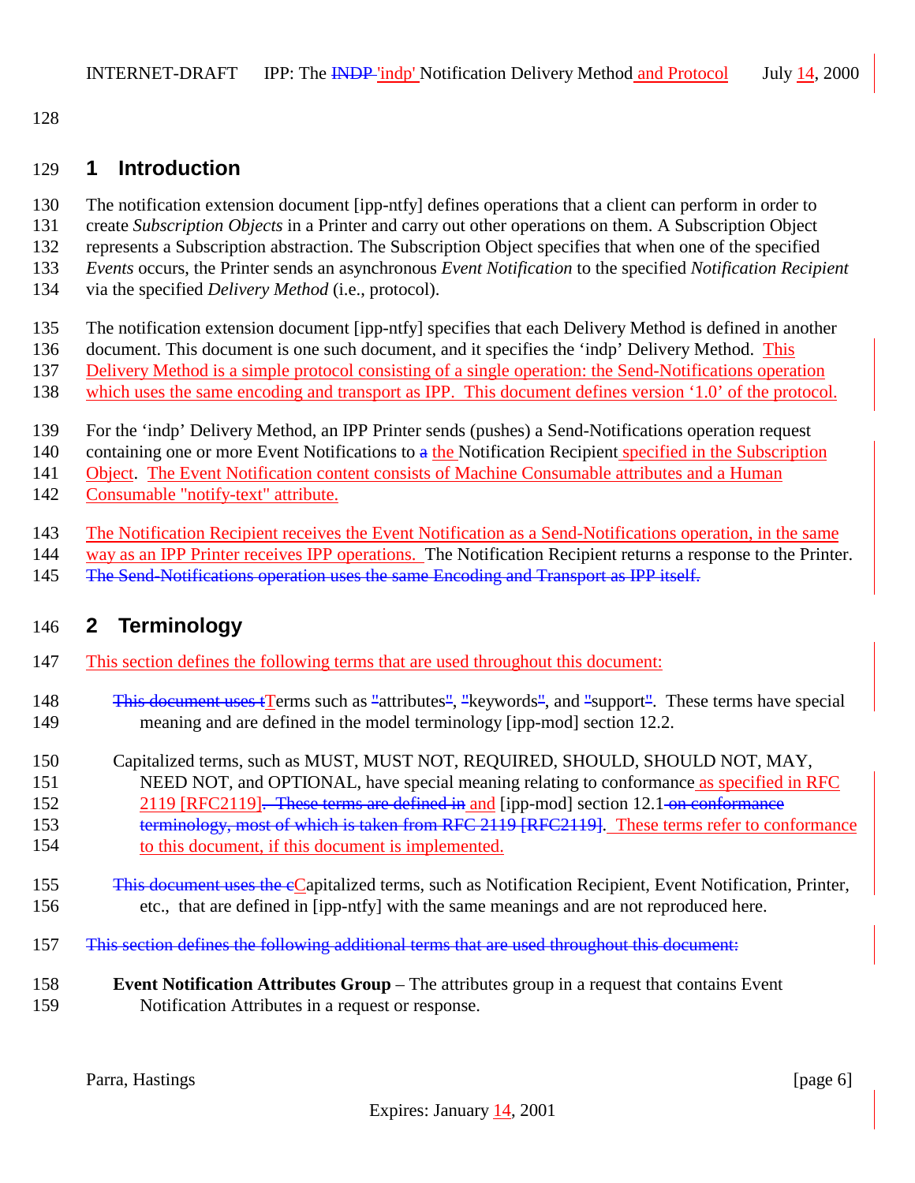# 1 Introduction

The notification extension document [ipp-ntfy] defines operations that a client can perform in order to create *Subscription Objects* in a Printer and carry out other operations on them. A Subscription Object represents a Subscription abstraction. The Subscription Object specifies that when one of the specified *Events* occurs, the Printer sends an asynchronous *Event Notification* to the specified *Notification Recipient* via the specified *Delivery Method* (i.e., protocol).

The notification extension document [ipp-ntfy] specifies that each Delivery Method is defined in another document. This document is one such document, and it specifies the 'indp' Delivery Method. This Delivery Method is a simple protocol consisting of a single operation: the Send-Notifications operation which uses the same encoding and transport as IPP. This document defines version '1.0' of the protocol.

For the 'indp' Delivery Method, an IPP Printer sends (pushes) a Send-Notifications operation request containing one or more Event Notifications to ~~a~~ the Notification Recipient specified in the Subscription Object. The Event Notification content consists of Machine Consumable attributes and a Human Consumable "notify-text" attribute.

The Notification Recipient receives the Event Notification as a Send-Notifications operation, in the same way as an IPP Printer receives IPP operations. The Notification Recipient returns a response to the Printer. ~~The Send-Notifications operation uses the same Encoding and Transport as IPP itself.~~

# 2 Terminology

This section defines the following terms that are used throughout this document:

~~This document uses t~~Terms such as "attributes", "keywords", and "support". These terms have special meaning and are defined in the model terminology [ipp-mod] section 12.2.

Capitalized terms, such as MUST, MUST NOT, REQUIRED, SHOULD, SHOULD NOT, MAY, NEED NOT, and OPTIONAL, have special meaning relating to conformance as specified in RFC 2119 [RFC2119]~~. These terms are defined in~~ and [ipp-mod] section 12.1~~ on conformance terminology, most of which is taken from RFC 2119 [RFC2119]~~. These terms refer to conformance to this document, if this document is implemented.

~~This document uses the c~~Capitalized terms, such as Notification Recipient, Event Notification, Printer, etc., that are defined in [ipp-ntfy] with the same meanings and are not reproduced here.

~~This section defines the following additional terms that are used throughout this document:~~

**Event Notification Attributes Group** – The attributes group in a request that contains Event Notification Attributes in a request or response.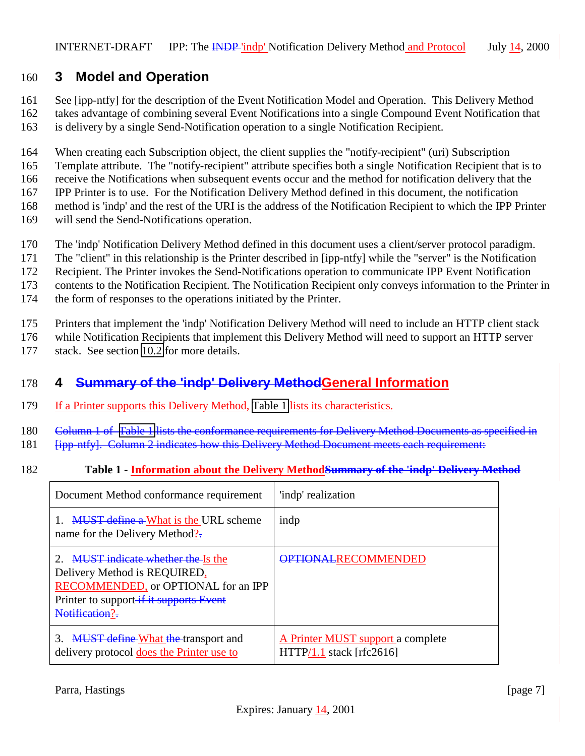## 3 Model and Operation

See [ipp-ntfy] for the description of the Event Notification Model and Operation. This Delivery Method takes advantage of combining several Event Notifications into a single Compound Event Notification that is delivery by a single Send-Notification operation to a single Notification Recipient.

When creating each Subscription object, the client supplies the "notify-recipient" (uri) Subscription Template attribute. The "notify-recipient" attribute specifies both a single Notification Recipient that is to receive the Notifications when subsequent events occur and the method for notification delivery that the IPP Printer is to use. For the Notification Delivery Method defined in this document, the notification method is 'indp' and the rest of the URI is the address of the Notification Recipient to which the IPP Printer will send the Send-Notifications operation.

The 'indp' Notification Delivery Method defined in this document uses a client/server protocol paradigm. The "client" in this relationship is the Printer described in [ipp-ntfy] while the "server" is the Notification Recipient. The Printer invokes the Send-Notifications operation to communicate IPP Event Notification contents to the Notification Recipient. The Notification Recipient only conveys information to the Printer in the form of responses to the operations initiated by the Printer.

Printers that implement the 'indp' Notification Delivery Method will need to include an HTTP client stack while Notification Recipients that implement this Delivery Method will need to support an HTTP server stack. See section 10.2 for more details.

## 4 ~~Summary of the 'indp' Delivery Method~~General Information

If a Printer supports this Delivery Method, Table 1 lists its characteristics.

~~Column 1 of Table 1 lists the conformance requirements for Delivery Method Documents as specified in [ipp-ntfy]. Column 2 indicates how this Delivery Method Document meets each requirement:~~

**Table 1 - Information about the Delivery Method~~Summary of the 'indp' Delivery Method~~**

| Document Method conformance requirement | 'indp' realization |
|---|---|
| 1. ~~MUST define a~~ What is the URL scheme name for the Delivery Method?~~.~~ | indp |
| 2. ~~MUST indicate whether the~~ Is the Delivery Method is REQUIRED, RECOMMENDED, or OPTIONAL for an IPP Printer to support ~~if it supports Event Notification~~?~~.~~ | ~~OPTIONAL~~RECOMMENDED |
| 3. ~~MUST define~~ What ~~the~~ transport and delivery protocol does the Printer use to | A Printer MUST support a complete HTTP/1.1 stack [rfc2616] |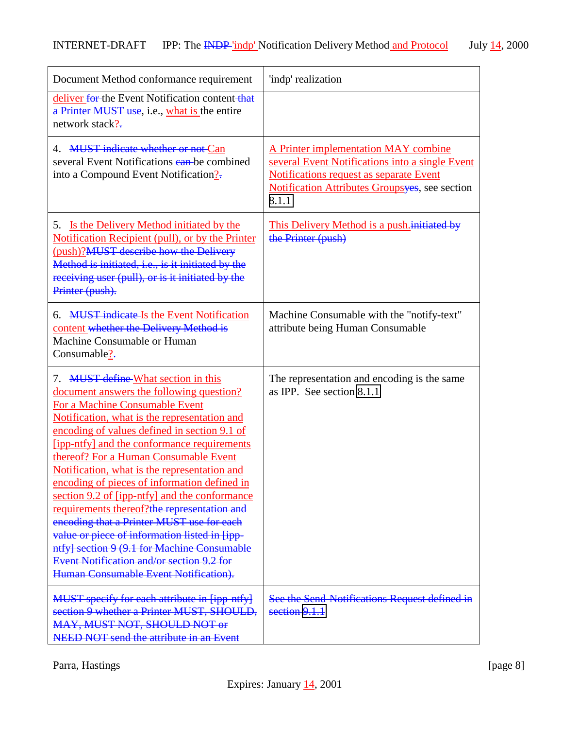| Document Method conformance requirement | 'indp' realization |
|---|---|
| deliver ~~for~~ the Event Notification content ~~that a Printer MUST use~~, i.e., what is the entire network stack?~~.~~ | |
| 4. ~~MUST indicate whether or not~~ Can several Event Notifications ~~can~~ be combined into a Compound Event Notification?~~.~~ | A Printer implementation MAY combine several Event Notifications into a single Event Notifications request as separate Event Notification Attributes Groups~~yes~~, see section 8.1.1 |
| 5. Is the Delivery Method initiated by the Notification Recipient (pull), or by the Printer (push)?~~MUST describe how the Delivery Method is initiated, i.e., is it initiated by the receiving user (pull), or is it initiated by the Printer (push).~~ | This Delivery Method is a push.~~initiated by the Printer (push)~~ |
| 6. ~~MUST indicate~~ Is the Event Notification content ~~whether the Delivery Method is~~ Machine Consumable or Human Consumable?~~.~~ | Machine Consumable with the "notify-text" attribute being Human Consumable |
| 7. ~~MUST define~~ What section in this document answers the following question? For a Machine Consumable Event Notification, what is the representation and encoding of values defined in section 9.1 of [ipp-ntfy] and the conformance requirements thereof? For a Human Consumable Event Notification, what is the representation and encoding of pieces of information defined in section 9.2 of [ipp-ntfy] and the conformance requirements thereof?~~the representation and encoding that a Printer MUST use for each value or piece of information listed in [ipp-ntfy] section 9 (9.1 for Machine Consumable Event Notification and/or section 9.2 for Human Consumable Event Notification).~~ | The representation and encoding is the same as IPP. See section 8.1.1 |
| ~~MUST specify for each attribute in [ipp-ntfy] section 9 whether a Printer MUST, SHOULD, MAY, MUST NOT, SHOULD NOT or NEED NOT send the attribute in an Event~~ | ~~See the Send-Notifications Request defined in section 9.1.1~~ |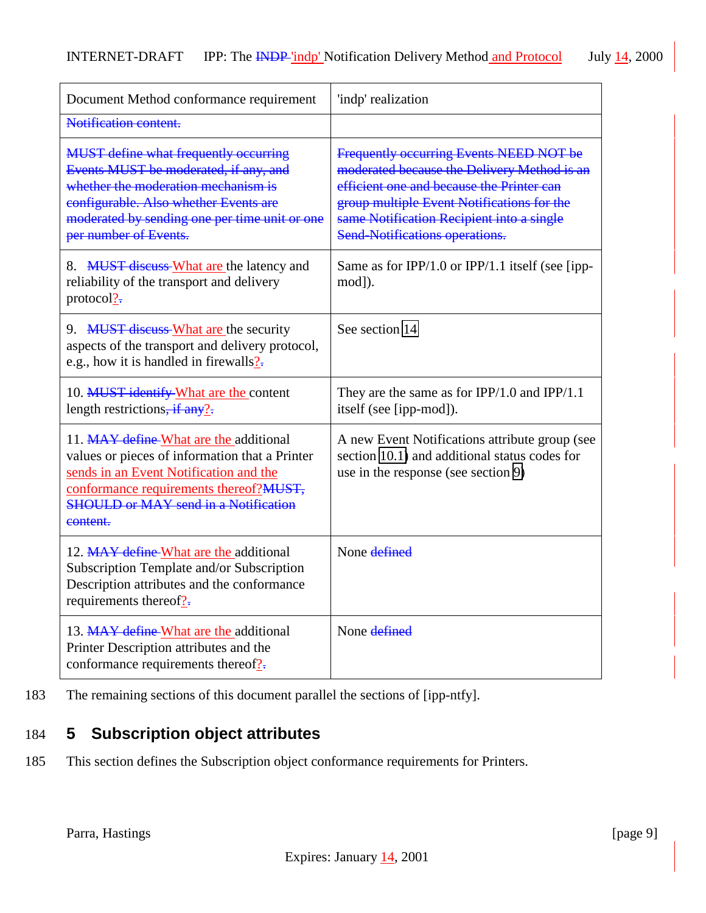| Document Method conformance requirement | 'indp' realization |
|---|---|
| ~~Notification content.~~ | |
| ~~MUST define what frequently occurring Events MUST be moderated, if any, and whether the moderation mechanism is configurable. Also whether Events are moderated by sending one per time unit or one per number of Events.~~ | ~~Frequently occurring Events NEED NOT be moderated because the Delivery Method is an efficient one and because the Printer can group multiple Event Notifications for the same Notification Recipient into a single Send-Notifications operations.~~ |
| 8. ~~MUST discuss~~ What are the latency and reliability of the transport and delivery protocol?~~.~~ | Same as for IPP/1.0 or IPP/1.1 itself (see [ipp-mod]). |
| 9. ~~MUST discuss~~ What are the security aspects of the transport and delivery protocol, e.g., how it is handled in firewalls?~~.~~ | See section 14 |
| 10. ~~MUST identify~~ What are the content length restrictions~~, if any~~?~~.~~ | They are the same as for IPP/1.0 and IPP/1.1 itself (see [ipp-mod]). |
| 11. ~~MAY define~~ What are the additional values or pieces of information that a Printer sends in an Event Notification and the conformance requirements thereof?~~MUST, SHOULD or MAY send in a Notification content.~~ | A new Event Notifications attribute group (see section 10.1) and additional status codes for use in the response (see section 9) |
| 12. ~~MAY define~~ What are the additional Subscription Template and/or Subscription Description attributes and the conformance requirements thereof?~~.~~ | None ~~defined~~ |
| 13. ~~MAY define~~ What are the additional Printer Description attributes and the conformance requirements thereof?~~.~~ | None ~~defined~~ |

183 The remaining sections of this document parallel the sections of [ipp-ntfy].

## 5 Subscription object attributes

185 This section defines the Subscription object conformance requirements for Printers.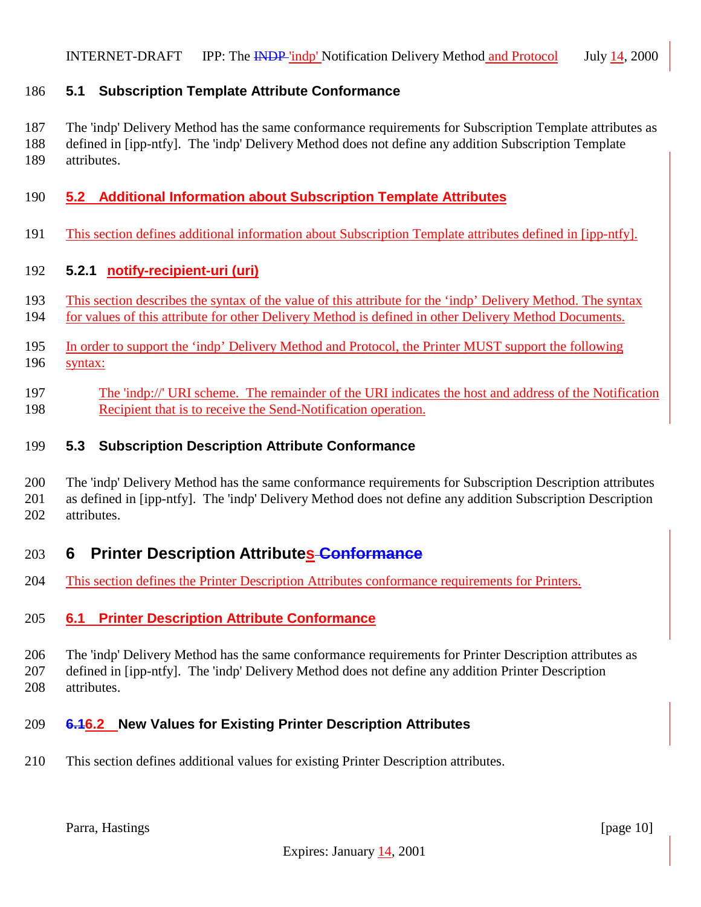### 5.1 Subscription Template Attribute Conformance

The 'indp' Delivery Method has the same conformance requirements for Subscription Template attributes as defined in [ipp-ntfy]. The 'indp' Delivery Method does not define any addition Subscription Template attributes.

### 5.2 Additional Information about Subscription Template Attributes

This section defines additional information about Subscription Template attributes defined in [ipp-ntfy].

#### 5.2.1 notify-recipient-uri (uri)

This section describes the syntax of the value of this attribute for the ‘indp’ Delivery Method. The syntax for values of this attribute for other Delivery Method is defined in other Delivery Method Documents.

In order to support the ‘indp’ Delivery Method and Protocol, the Printer MUST support the following syntax:

> The 'indp://' URI scheme. The remainder of the URI indicates the host and address of the Notification Recipient that is to receive the Send-Notification operation.

### 5.3 Subscription Description Attribute Conformance

The 'indp' Delivery Method has the same conformance requirements for Subscription Description attributes as defined in [ipp-ntfy]. The 'indp' Delivery Method does not define any addition Subscription Description attributes.

## 6 Printer Description Attributes

This section defines the Printer Description Attributes conformance requirements for Printers.

### 6.1 Printer Description Attribute Conformance

The 'indp' Delivery Method has the same conformance requirements for Printer Description attributes as defined in [ipp-ntfy]. The 'indp' Delivery Method does not define any addition Printer Description attributes.

### 6.2 New Values for Existing Printer Description Attributes

This section defines additional values for existing Printer Description attributes.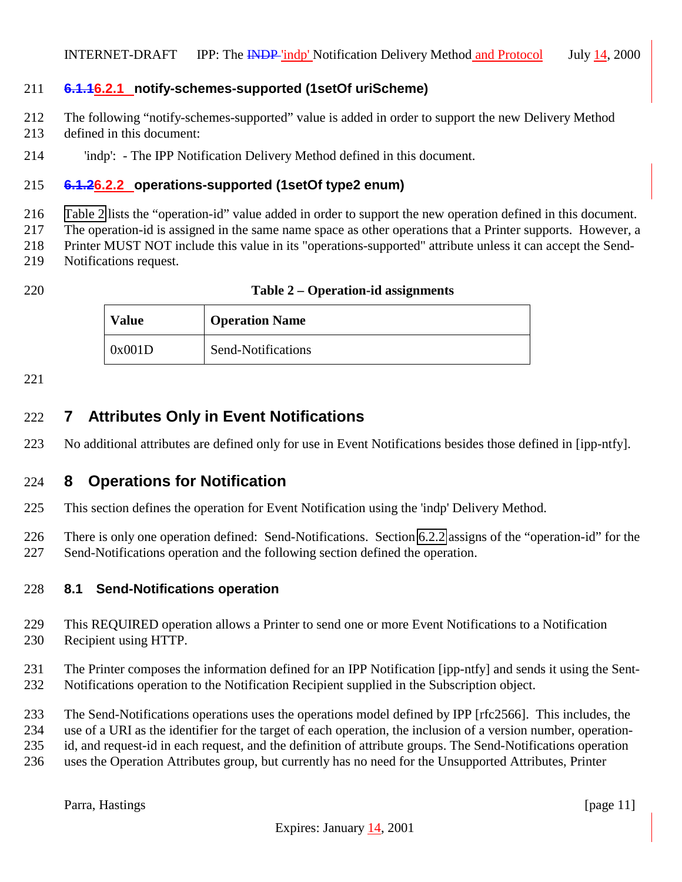#### 6.2.1 notify-schemes-supported (1setOf uriScheme)

The following “notify-schemes-supported” value is added in order to support the new Delivery Method defined in this document:

'indp': - The IPP Notification Delivery Method defined in this document.

#### 6.2.2 operations-supported (1setOf type2 enum)

Table 2 lists the “operation-id” value added in order to support the new operation defined in this document. The operation-id is assigned in the same name space as other operations that a Printer supports. However, a Printer MUST NOT include this value in its "operations-supported" attribute unless it can accept the Send-Notifications request.

**Table 2 – Operation-id assignments**

| Value | Operation Name |
|---|---|
| 0x001D | Send-Notifications |

## 7 Attributes Only in Event Notifications

No additional attributes are defined only for use in Event Notifications besides those defined in [ipp-ntfy].

## 8 Operations for Notification

This section defines the operation for Event Notification using the 'indp' Delivery Method.

There is only one operation defined: Send-Notifications. Section 6.2.2 assigns of the “operation-id” for the Send-Notifications operation and the following section defined the operation.

### 8.1 Send-Notifications operation

This REQUIRED operation allows a Printer to send one or more Event Notifications to a Notification Recipient using HTTP.

The Printer composes the information defined for an IPP Notification [ipp-ntfy] and sends it using the Sent-Notifications operation to the Notification Recipient supplied in the Subscription object.

The Send-Notifications operations uses the operations model defined by IPP [rfc2566]. This includes, the use of a URI as the identifier for the target of each operation, the inclusion of a version number, operation-id, and request-id in each request, and the definition of attribute groups. The Send-Notifications operation uses the Operation Attributes group, but currently has no need for the Unsupported Attributes, Printer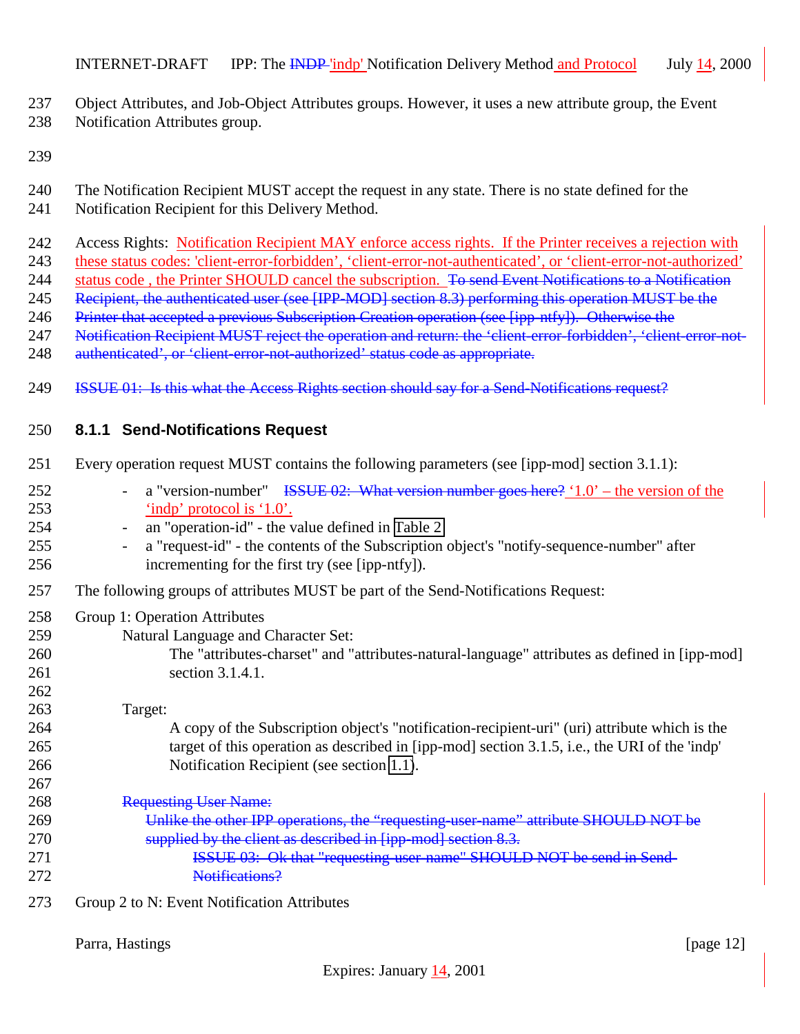Object Attributes, and Job-Object Attributes groups. However, it uses a new attribute group, the Event Notification Attributes group.

The Notification Recipient MUST accept the request in any state. There is no state defined for the Notification Recipient for this Delivery Method.

Access Rights: Notification Recipient MAY enforce access rights. If the Printer receives a rejection with these status codes: 'client-error-forbidden', 'client-error-not-authenticated', or 'client-error-not-authorized' status code , the Printer SHOULD cancel the subscription. ~~To send Event Notifications to a Notification Recipient, the authenticated user (see [IPP-MOD] section 8.3) performing this operation MUST be the Printer that accepted a previous Subscription Creation operation (see [ipp-ntfy]). Otherwise the Notification Recipient MUST reject the operation and return: the 'client-error-forbidden', 'client-error-not-authenticated', or 'client-error-not-authorized' status code as appropriate.~~

~~ISSUE 01: Is this what the Access Rights section should say for a Send-Notifications request?~~

### 8.1.1 Send-Notifications Request

Every operation request MUST contains the following parameters (see [ipp-mod] section 3.1.1):

- a "version-number" ~~ISSUE 02: What version number goes here?~~ '1.0' – the version of the 'indp' protocol is '1.0'.
- an "operation-id" - the value defined in Table 2
- a "request-id" - the contents of the Subscription object's "notify-sequence-number" after incrementing for the first try (see [ipp-ntfy]).

The following groups of attributes MUST be part of the Send-Notifications Request:

Group 1: Operation Attributes

Natural Language and Character Set:

The "attributes-charset" and "attributes-natural-language" attributes as defined in [ipp-mod] section 3.1.4.1.

Target:

A copy of the Subscription object's "notification-recipient-uri" (uri) attribute which is the target of this operation as described in [ipp-mod] section 3.1.5, i.e., the URI of the 'indp' Notification Recipient (see section 1.1).

~~Requesting User Name:~~

~~Unlike the other IPP operations, the "requesting-user-name" attribute SHOULD NOT be supplied by the client as described in [ipp-mod] section 8.3.~~

~~ISSUE 03: Ok that "requesting-user-name" SHOULD NOT be send in Send-Notifications?~~

Group 2 to N: Event Notification Attributes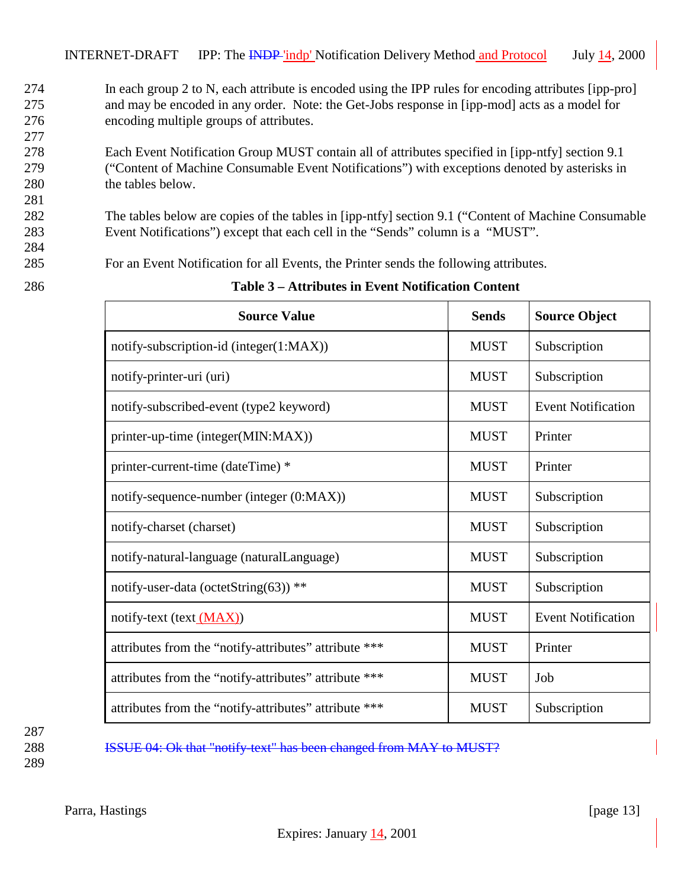In each group 2 to N, each attribute is encoded using the IPP rules for encoding attributes [ipp-pro] and may be encoded in any order. Note: the Get-Jobs response in [ipp-mod] acts as a model for encoding multiple groups of attributes.

Each Event Notification Group MUST contain all of attributes specified in [ipp-ntfy] section 9.1 ("Content of Machine Consumable Event Notifications") with exceptions denoted by asterisks in the tables below.

The tables below are copies of the tables in [ipp-ntfy] section 9.1 ("Content of Machine Consumable Event Notifications") except that each cell in the "Sends" column is a "MUST".

For an Event Notification for all Events, the Printer sends the following attributes.

**Table 3 – Attributes in Event Notification Content**

| Source Value | Sends | Source Object |
|---|---|---|
| notify-subscription-id (integer(1:MAX)) | MUST | Subscription |
| notify-printer-uri (uri) | MUST | Subscription |
| notify-subscribed-event (type2 keyword) | MUST | Event Notification |
| printer-up-time (integer(MIN:MAX)) | MUST | Printer |
| printer-current-time (dateTime) * | MUST | Printer |
| notify-sequence-number (integer (0:MAX)) | MUST | Subscription |
| notify-charset (charset) | MUST | Subscription |
| notify-natural-language (naturalLanguage) | MUST | Subscription |
| notify-user-data (octetString(63)) ** | MUST | Subscription |
| notify-text (text (MAX)) | MUST | Event Notification |
| attributes from the "notify-attributes" attribute *** | MUST | Printer |
| attributes from the "notify-attributes" attribute *** | MUST | Job |
| attributes from the "notify-attributes" attribute *** | MUST | Subscription |

~~ISSUE 04: Ok that "notify-text" has been changed from MAY to MUST?~~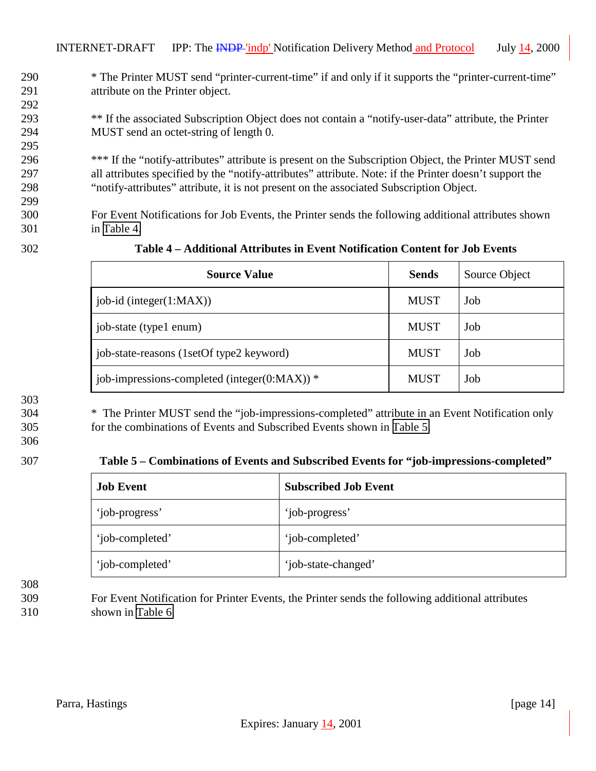* The Printer MUST send "printer-current-time" if and only if it supports the "printer-current-time" attribute on the Printer object.

** If the associated Subscription Object does not contain a "notify-user-data" attribute, the Printer MUST send an octet-string of length 0.

*** If the "notify-attributes" attribute is present on the Subscription Object, the Printer MUST send all attributes specified by the "notify-attributes" attribute. Note: if the Printer doesn't support the "notify-attributes" attribute, it is not present on the associated Subscription Object.

For Event Notifications for Job Events, the Printer sends the following additional attributes shown in Table 4.

**Table 4 – Additional Attributes in Event Notification Content for Job Events**

| Source Value | Sends | Source Object |
|---|---|---|
| job-id (integer(1:MAX)) | MUST | Job |
| job-state (type1 enum) | MUST | Job |
| job-state-reasons (1setOf type2 keyword) | MUST | Job |
| job-impressions-completed (integer(0:MAX)) * | MUST | Job |

* The Printer MUST send the "job-impressions-completed" attribute in an Event Notification only for the combinations of Events and Subscribed Events shown in Table 5.

**Table 5 – Combinations of Events and Subscribed Events for "job-impressions-completed"**

| Job Event | Subscribed Job Event |
|---|---|
| 'job-progress' | 'job-progress' |
| 'job-completed' | 'job-completed' |
| 'job-completed' | 'job-state-changed' |

For Event Notification for Printer Events, the Printer sends the following additional attributes shown in Table 6.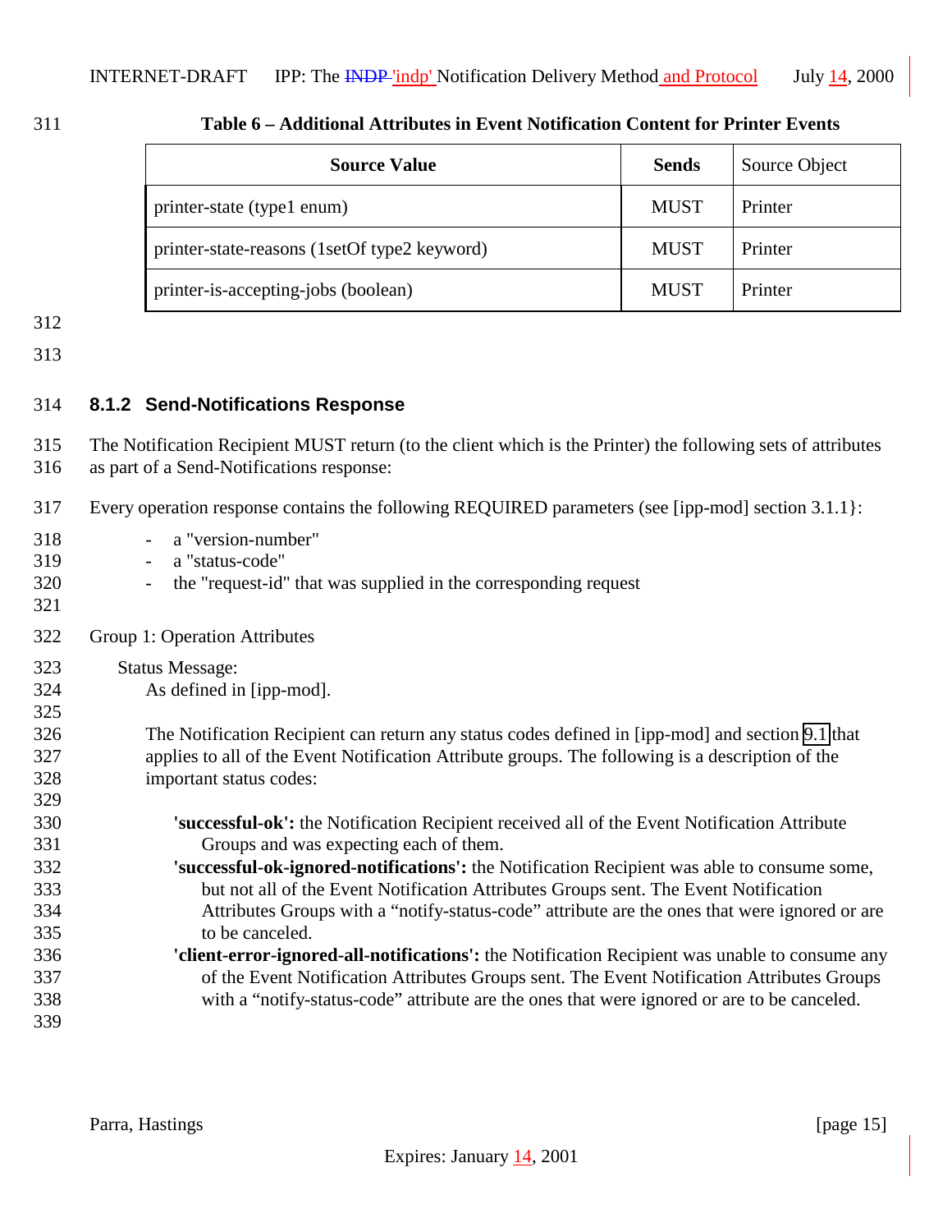**Table 6 – Additional Attributes in Event Notification Content for Printer Events**

| Source Value | Sends | Source Object |
|---|---|---|
| printer-state (type1 enum) | MUST | Printer |
| printer-state-reasons (1setOf type2 keyword) | MUST | Printer |
| printer-is-accepting-jobs (boolean) | MUST | Printer |

### 8.1.2 Send-Notifications Response

The Notification Recipient MUST return (to the client which is the Printer) the following sets of attributes as part of a Send-Notifications response:

Every operation response contains the following REQUIRED parameters (see [ipp-mod] section 3.1.1}:

- a "version-number"
- a "status-code"
- the "request-id" that was supplied in the corresponding request

Group 1: Operation Attributes

Status Message:
As defined in [ipp-mod].

The Notification Recipient can return any status codes defined in [ipp-mod] and section 9.1 that applies to all of the Event Notification Attribute groups. The following is a description of the important status codes:

**'successful-ok':** the Notification Recipient received all of the Event Notification Attribute Groups and was expecting each of them.
**'successful-ok-ignored-notifications':** the Notification Recipient was able to consume some, but not all of the Event Notification Attributes Groups sent. The Event Notification Attributes Groups with a “notify-status-code” attribute are the ones that were ignored or are to be canceled.
**'client-error-ignored-all-notifications':** the Notification Recipient was unable to consume any of the Event Notification Attributes Groups sent. The Event Notification Attributes Groups with a “notify-status-code” attribute are the ones that were ignored or are to be canceled.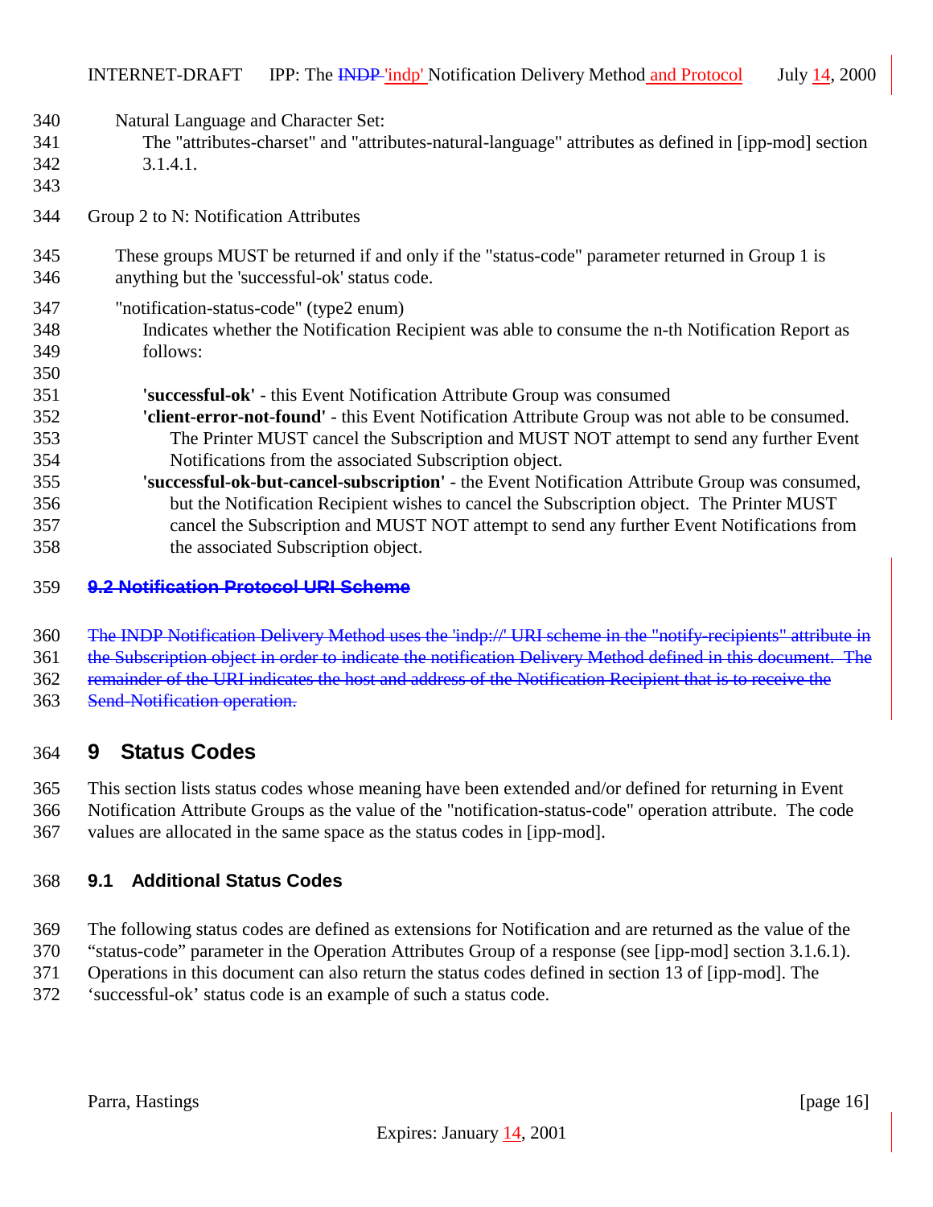Natural Language and Character Set:
    The "attributes-charset" and "attributes-natural-language" attributes as defined in [ipp-mod] section 3.1.4.1.

Group 2 to N: Notification Attributes

These groups MUST be returned if and only if the "status-code" parameter returned in Group 1 is anything but the 'successful-ok' status code.

"notification-status-code" (type2 enum)
    Indicates whether the Notification Recipient was able to consume the n-th Notification Report as follows:

**'successful-ok'** - this Event Notification Attribute Group was consumed
**'client-error-not-found'** - this Event Notification Attribute Group was not able to be consumed. The Printer MUST cancel the Subscription and MUST NOT attempt to send any further Event Notifications from the associated Subscription object.
**'successful-ok-but-cancel-subscription'** - the Event Notification Attribute Group was consumed, but the Notification Recipient wishes to cancel the Subscription object. The Printer MUST cancel the Subscription and MUST NOT attempt to send any further Event Notifications from the associated Subscription object.

### ~~9.2 Notification Protocol URI Scheme~~

~~The INDP Notification Delivery Method uses the 'indp://' URI scheme in the "notify-recipients" attribute in the Subscription object in order to indicate the notification Delivery Method defined in this document. The remainder of the URI indicates the host and address of the Notification Recipient that is to receive the Send-Notification operation.~~

## 9 Status Codes

This section lists status codes whose meaning have been extended and/or defined for returning in Event Notification Attribute Groups as the value of the "notification-status-code" operation attribute. The code values are allocated in the same space as the status codes in [ipp-mod].

### 9.1 Additional Status Codes

The following status codes are defined as extensions for Notification and are returned as the value of the "status-code" parameter in the Operation Attributes Group of a response (see [ipp-mod] section 3.1.6.1). Operations in this document can also return the status codes defined in section 13 of [ipp-mod]. The 'successful-ok' status code is an example of such a status code.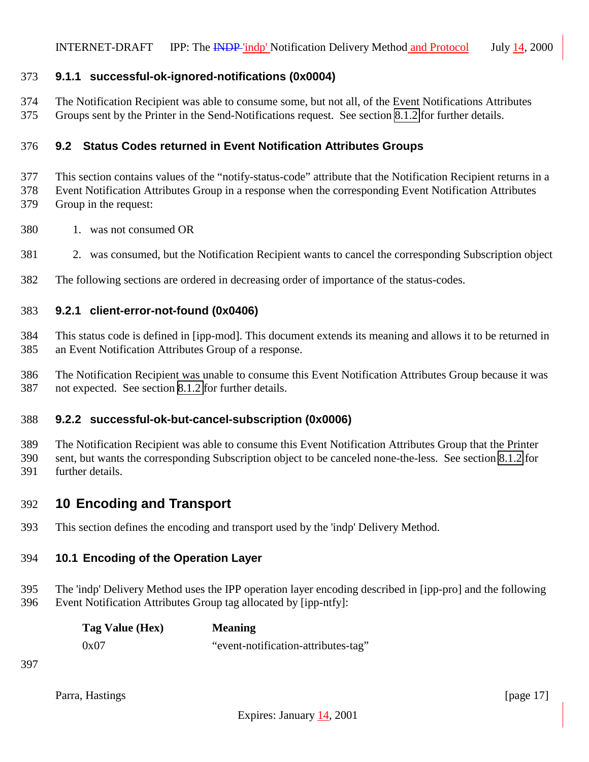### 9.1.1 successful-ok-ignored-notifications (0x0004)

The Notification Recipient was able to consume some, but not all, of the Event Notifications Attributes Groups sent by the Printer in the Send-Notifications request. See section 8.1.2 for further details.

## 9.2 Status Codes returned in Event Notification Attributes Groups

This section contains values of the “notify-status-code” attribute that the Notification Recipient returns in a Event Notification Attributes Group in a response when the corresponding Event Notification Attributes Group in the request:

1. was not consumed OR
2. was consumed, but the Notification Recipient wants to cancel the corresponding Subscription object

The following sections are ordered in decreasing order of importance of the status-codes.

### 9.2.1 client-error-not-found (0x0406)

This status code is defined in [ipp-mod]. This document extends its meaning and allows it to be returned in an Event Notification Attributes Group of a response.

The Notification Recipient was unable to consume this Event Notification Attributes Group because it was not expected. See section 8.1.2 for further details.

### 9.2.2 successful-ok-but-cancel-subscription (0x0006)

The Notification Recipient was able to consume this Event Notification Attributes Group that the Printer sent, but wants the corresponding Subscription object to be canceled none-the-less. See section 8.1.2 for further details.

# 10 Encoding and Transport

This section defines the encoding and transport used by the 'indp' Delivery Method.

## 10.1 Encoding of the Operation Layer

The 'indp' Delivery Method uses the IPP operation layer encoding described in [ipp-pro] and the following Event Notification Attributes Group tag allocated by [ipp-ntfy]:

| **Tag Value (Hex)** | **Meaning** |
|---|---|
| 0x07 | “event-notification-attributes-tag” |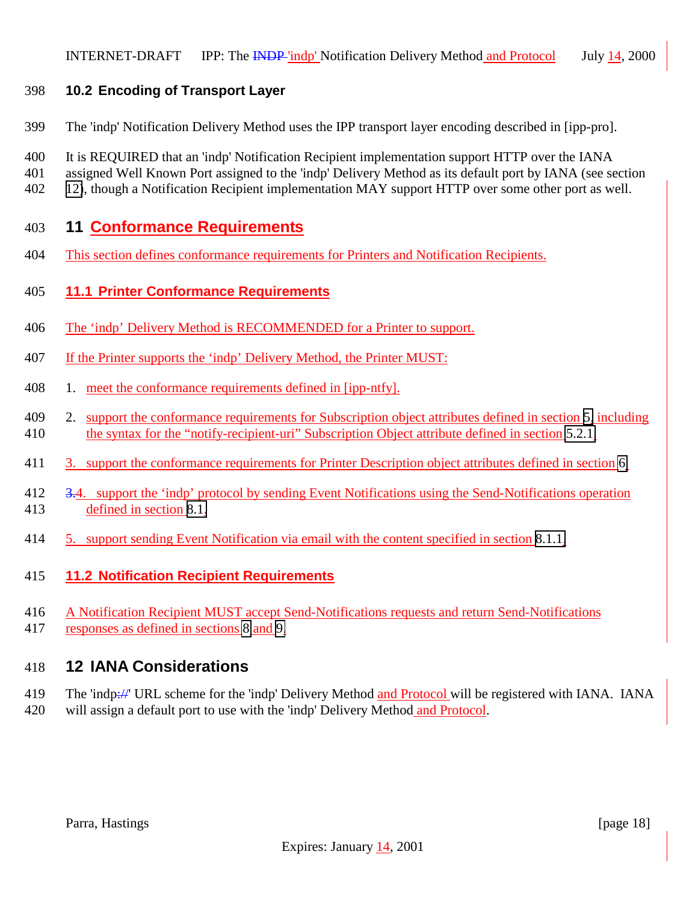### 10.2 Encoding of Transport Layer

The 'indp' Notification Delivery Method uses the IPP transport layer encoding described in [ipp-pro].

It is REQUIRED that an 'indp' Notification Recipient implementation support HTTP over the IANA assigned Well Known Port assigned to the 'indp' Delivery Method as its default port by IANA (see section 12), though a Notification Recipient implementation MAY support HTTP over some other port as well.

## 11 Conformance Requirements

This section defines conformance requirements for Printers and Notification Recipients.

### 11.1 Printer Conformance Requirements

The 'indp' Delivery Method is RECOMMENDED for a Printer to support.

If the Printer supports the 'indp' Delivery Method, the Printer MUST:

1. meet the conformance requirements defined in [ipp-ntfy].
2. support the conformance requirements for Subscription object attributes defined in section 5, including the syntax for the "notify-recipient-uri" Subscription Object attribute defined in section 5.2.1.
3. support the conformance requirements for Printer Description object attributes defined in section 6.
4. support the 'indp' protocol by sending Event Notifications using the Send-Notifications operation defined in section 8.1.
5. support sending Event Notification via email with the content specified in section 8.1.1.

### 11.2 Notification Recipient Requirements

A Notification Recipient MUST accept Send-Notifications requests and return Send-Notifications responses as defined in sections 8 and 9.

## 12 IANA Considerations

The 'indp' URL scheme for the 'indp' Delivery Method and Protocol will be registered with IANA. IANA will assign a default port to use with the 'indp' Delivery Method and Protocol.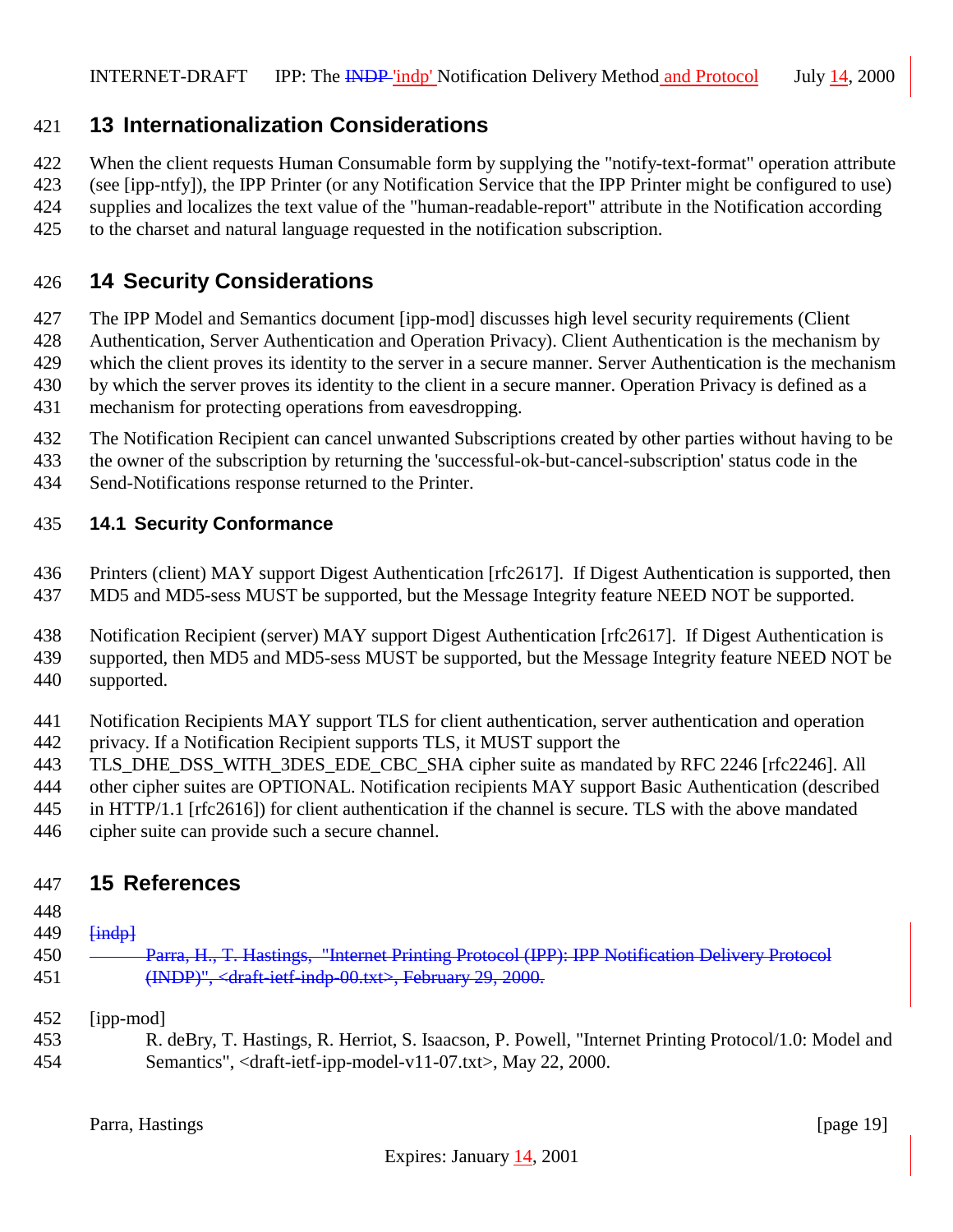## 13 Internationalization Considerations

When the client requests Human Consumable form by supplying the "notify-text-format" operation attribute (see [ipp-ntfy]), the IPP Printer (or any Notification Service that the IPP Printer might be configured to use) supplies and localizes the text value of the "human-readable-report" attribute in the Notification according to the charset and natural language requested in the notification subscription.

## 14 Security Considerations

The IPP Model and Semantics document [ipp-mod] discusses high level security requirements (Client Authentication, Server Authentication and Operation Privacy). Client Authentication is the mechanism by which the client proves its identity to the server in a secure manner. Server Authentication is the mechanism by which the server proves its identity to the client in a secure manner. Operation Privacy is defined as a mechanism for protecting operations from eavesdropping.

The Notification Recipient can cancel unwanted Subscriptions created by other parties without having to be the owner of the subscription by returning the 'successful-ok-but-cancel-subscription' status code in the Send-Notifications response returned to the Printer.

### 14.1 Security Conformance

Printers (client) MAY support Digest Authentication [rfc2617]. If Digest Authentication is supported, then MD5 and MD5-sess MUST be supported, but the Message Integrity feature NEED NOT be supported.

Notification Recipient (server) MAY support Digest Authentication [rfc2617]. If Digest Authentication is supported, then MD5 and MD5-sess MUST be supported, but the Message Integrity feature NEED NOT be supported.

Notification Recipients MAY support TLS for client authentication, server authentication and operation privacy. If a Notification Recipient supports TLS, it MUST support the TLS_DHE_DSS_WITH_3DES_EDE_CBC_SHA cipher suite as mandated by RFC 2246 [rfc2246]. All other cipher suites are OPTIONAL. Notification recipients MAY support Basic Authentication (described in HTTP/1.1 [rfc2616]) for client authentication if the channel is secure. TLS with the above mandated cipher suite can provide such a secure channel.

## 15 References

~~[indp]~~

~~Parra, H., T. Hastings, "Internet Printing Protocol (IPP): IPP Notification Delivery Protocol (INDP)", <draft-ietf-indp-00.txt>, February 29, 2000.~~

[ipp-mod]

R. deBry, T. Hastings, R. Herriot, S. Isaacson, P. Powell, "Internet Printing Protocol/1.0: Model and Semantics", <draft-ietf-ipp-model-v11-07.txt>, May 22, 2000.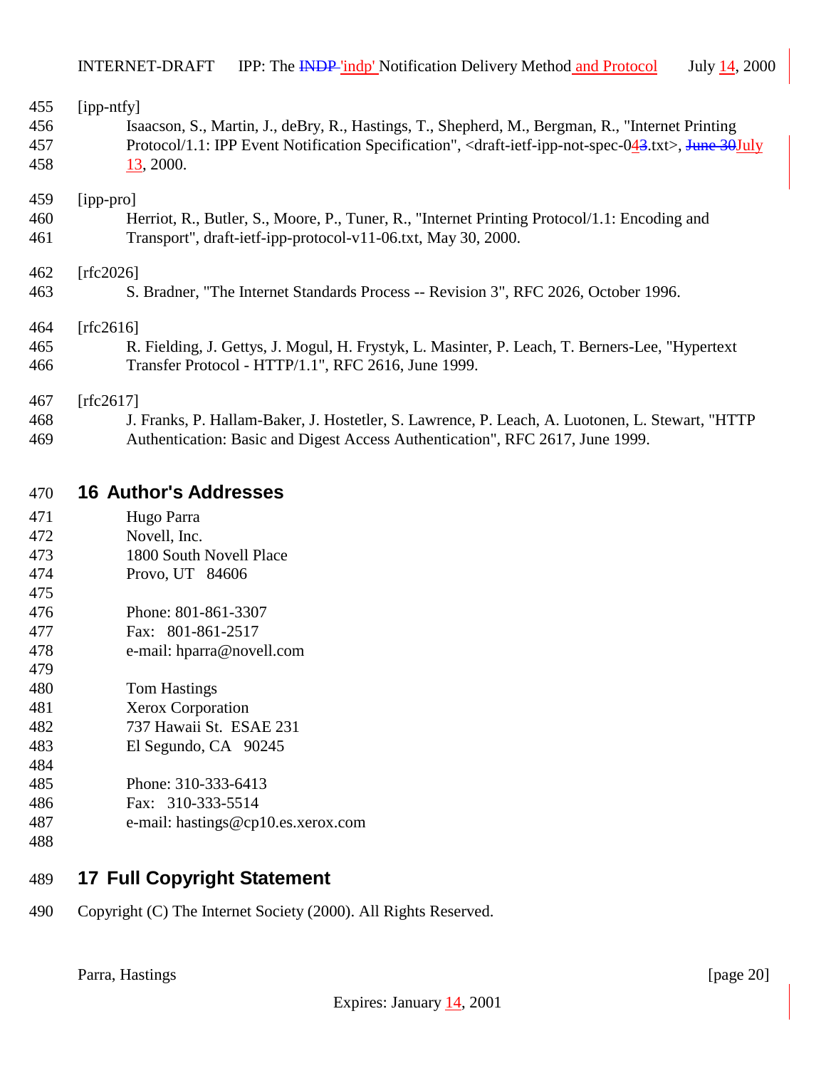[ipp-ntfy]

Isaacson, S., Martin, J., deBry, R., Hastings, T., Shepherd, M., Bergman, R., "Internet Printing Protocol/1.1: IPP Event Notification Specification", <draft-ietf-ipp-not-spec-04.txt>, July 13, 2000.

[ipp-pro]

Herriot, R., Butler, S., Moore, P., Tuner, R., "Internet Printing Protocol/1.1: Encoding and Transport", draft-ietf-ipp-protocol-v11-06.txt, May 30, 2000.

[rfc2026]

S. Bradner, "The Internet Standards Process -- Revision 3", RFC 2026, October 1996.

[rfc2616]

R. Fielding, J. Gettys, J. Mogul, H. Frystyk, L. Masinter, P. Leach, T. Berners-Lee, "Hypertext Transfer Protocol - HTTP/1.1", RFC 2616, June 1999.

[rfc2617]

J. Franks, P. Hallam-Baker, J. Hostetler, S. Lawrence, P. Leach, A. Luotonen, L. Stewart, "HTTP Authentication: Basic and Digest Access Authentication", RFC 2617, June 1999.

# 16 Author's Addresses

Hugo Parra
Novell, Inc.
1800 South Novell Place
Provo, UT 84606

Phone: 801-861-3307
Fax: 801-861-2517
e-mail: hparra@novell.com

Tom Hastings
Xerox Corporation
737 Hawaii St. ESAE 231
El Segundo, CA 90245

Phone: 310-333-6413
Fax: 310-333-5514
e-mail: hastings@cp10.es.xerox.com

# 17 Full Copyright Statement

Copyright (C) The Internet Society (2000). All Rights Reserved.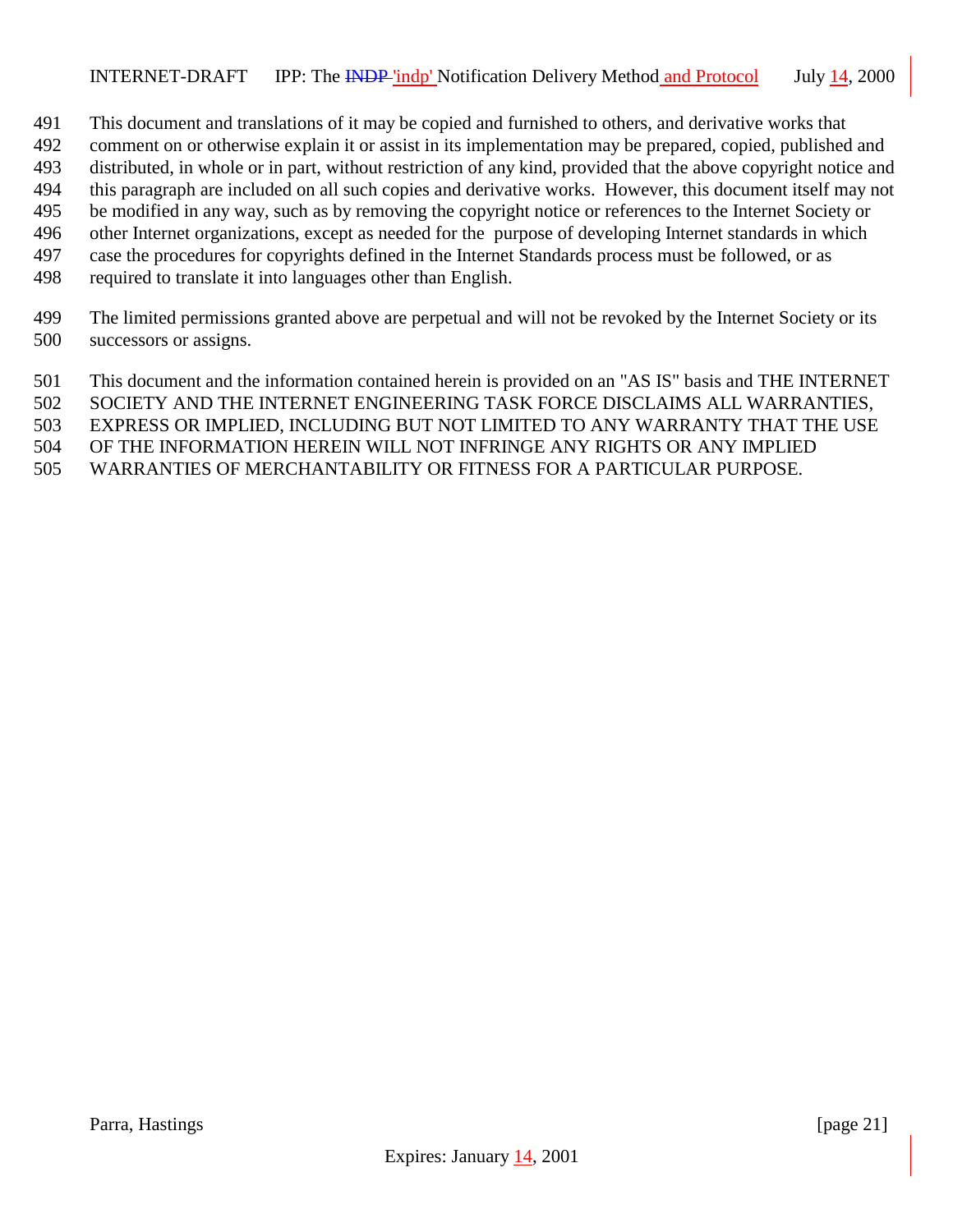This document and translations of it may be copied and furnished to others, and derivative works that comment on or otherwise explain it or assist in its implementation may be prepared, copied, published and distributed, in whole or in part, without restriction of any kind, provided that the above copyright notice and this paragraph are included on all such copies and derivative works. However, this document itself may not be modified in any way, such as by removing the copyright notice or references to the Internet Society or other Internet organizations, except as needed for the purpose of developing Internet standards in which case the procedures for copyrights defined in the Internet Standards process must be followed, or as required to translate it into languages other than English.

The limited permissions granted above are perpetual and will not be revoked by the Internet Society or its successors or assigns.

This document and the information contained herein is provided on an "AS IS" basis and THE INTERNET SOCIETY AND THE INTERNET ENGINEERING TASK FORCE DISCLAIMS ALL WARRANTIES, EXPRESS OR IMPLIED, INCLUDING BUT NOT LIMITED TO ANY WARRANTY THAT THE USE OF THE INFORMATION HEREIN WILL NOT INFRINGE ANY RIGHTS OR ANY IMPLIED WARRANTIES OF MERCHANTABILITY OR FITNESS FOR A PARTICULAR PURPOSE.